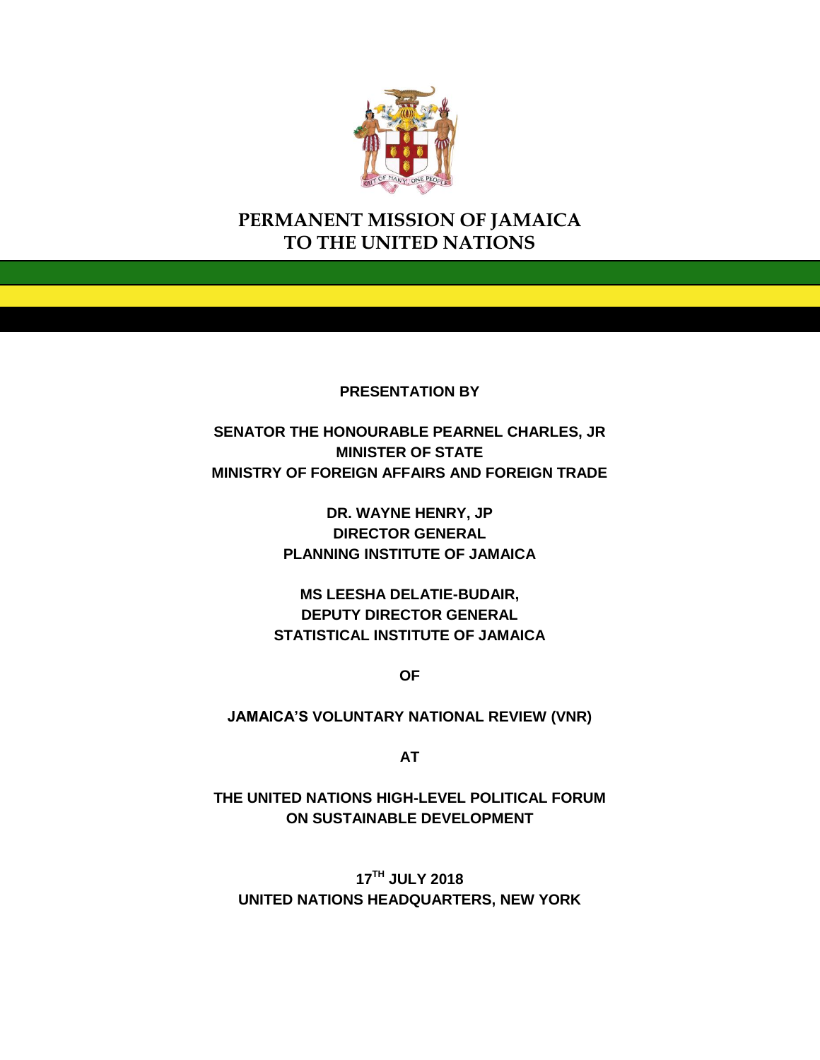# PERMANENT MISSION OF JAMAICA TO THE UNITED NATIONS

**PRESENTATION BY**

**SENATOR THE HONOURABLE PEARNEL CHARLES, JR**
**MINISTER OF STATE**
**MINISTRY OF FOREIGN AFFAIRS AND FOREIGN TRADE**

**DR. WAYNE HENRY, JP**
**DIRECTOR GENERAL**
**PLANNING INSTITUTE OF JAMAICA**

**MS LEESHA DELATIE-BUDAIR,**
**DEPUTY DIRECTOR GENERAL**
**STATISTICAL INSTITUTE OF JAMAICA**

**OF**

**JAMAICA'S VOLUNTARY NATIONAL REVIEW (VNR)**

**AT**

**THE UNITED NATIONS HIGH-LEVEL POLITICAL FORUM ON SUSTAINABLE DEVELOPMENT**

**17TH JULY 2018**
**UNITED NATIONS HEADQUARTERS, NEW YORK**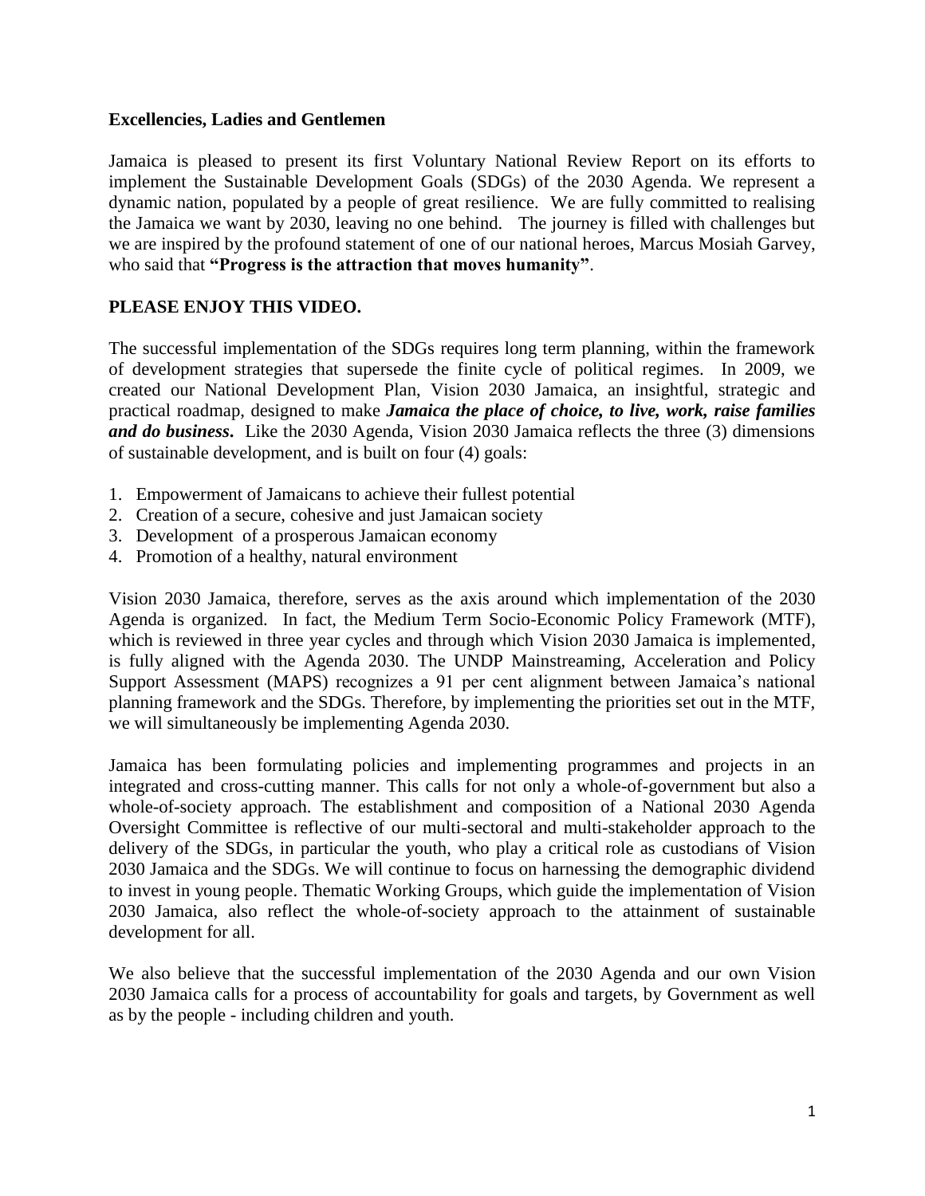**Excellencies, Ladies and Gentlemen**

Jamaica is pleased to present its first Voluntary National Review Report on its efforts to implement the Sustainable Development Goals (SDGs) of the 2030 Agenda. We represent a dynamic nation, populated by a people of great resilience. We are fully committed to realising the Jamaica we want by 2030, leaving no one behind. The journey is filled with challenges but we are inspired by the profound statement of one of our national heroes, Marcus Mosiah Garvey, who said that **"Progress is the attraction that moves humanity"**.

**PLEASE ENJOY THIS VIDEO.**

The successful implementation of the SDGs requires long term planning, within the framework of development strategies that supersede the finite cycle of political regimes. In 2009, we created our National Development Plan, Vision 2030 Jamaica, an insightful, strategic and practical roadmap, designed to make ***Jamaica the place of choice, to live, work, raise families and do business***. Like the 2030 Agenda, Vision 2030 Jamaica reflects the three (3) dimensions of sustainable development, and is built on four (4) goals:

1. Empowerment of Jamaicans to achieve their fullest potential
2. Creation of a secure, cohesive and just Jamaican society
3. Development of a prosperous Jamaican economy
4. Promotion of a healthy, natural environment

Vision 2030 Jamaica, therefore, serves as the axis around which implementation of the 2030 Agenda is organized. In fact, the Medium Term Socio-Economic Policy Framework (MTF), which is reviewed in three year cycles and through which Vision 2030 Jamaica is implemented, is fully aligned with the Agenda 2030. The UNDP Mainstreaming, Acceleration and Policy Support Assessment (MAPS) recognizes a 91 per cent alignment between Jamaica's national planning framework and the SDGs. Therefore, by implementing the priorities set out in the MTF, we will simultaneously be implementing Agenda 2030.

Jamaica has been formulating policies and implementing programmes and projects in an integrated and cross-cutting manner. This calls for not only a whole-of-government but also a whole-of-society approach. The establishment and composition of a National 2030 Agenda Oversight Committee is reflective of our multi-sectoral and multi-stakeholder approach to the delivery of the SDGs, in particular the youth, who play a critical role as custodians of Vision 2030 Jamaica and the SDGs. We will continue to focus on harnessing the demographic dividend to invest in young people. Thematic Working Groups, which guide the implementation of Vision 2030 Jamaica, also reflect the whole-of-society approach to the attainment of sustainable development for all.

We also believe that the successful implementation of the 2030 Agenda and our own Vision 2030 Jamaica calls for a process of accountability for goals and targets, by Government as well as by the people - including children and youth.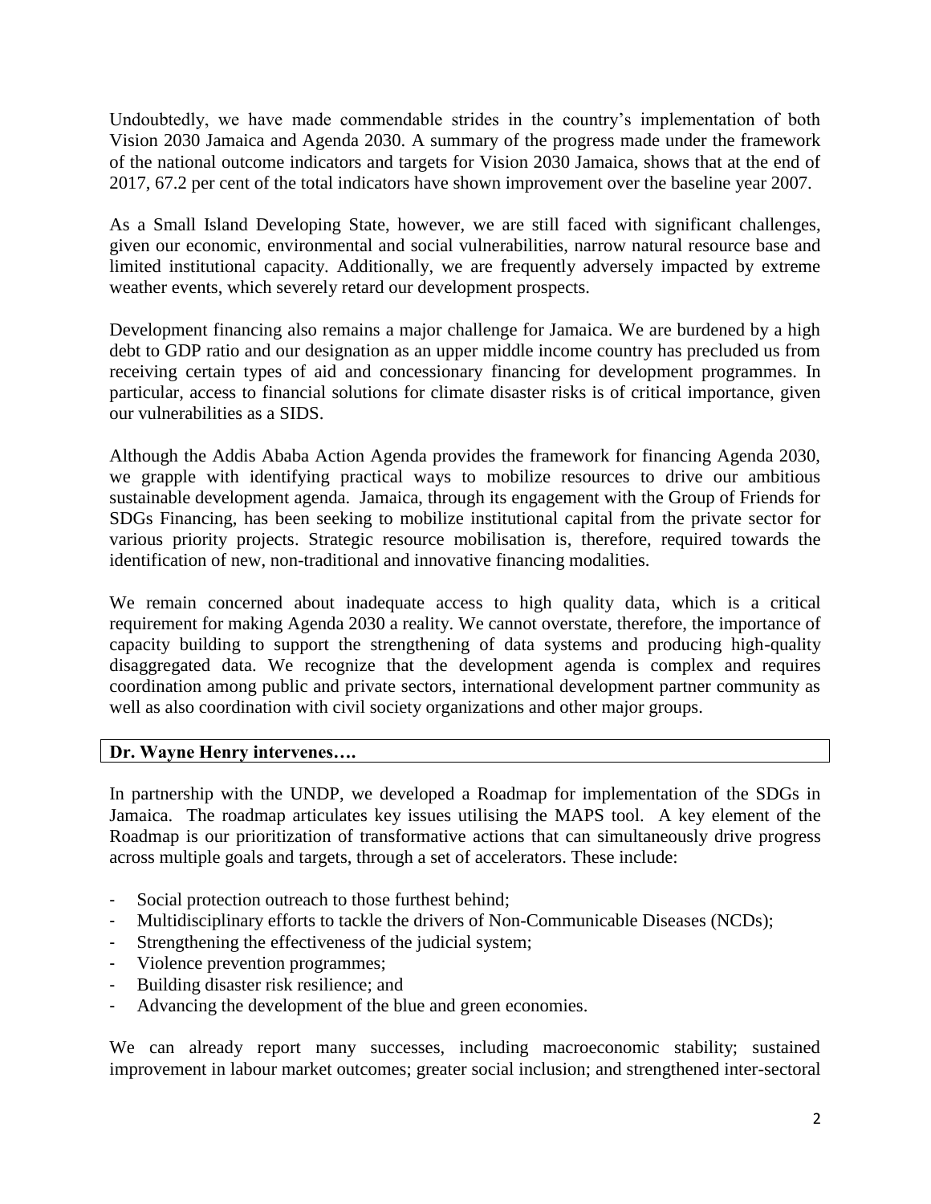Undoubtedly, we have made commendable strides in the country's implementation of both Vision 2030 Jamaica and Agenda 2030. A summary of the progress made under the framework of the national outcome indicators and targets for Vision 2030 Jamaica, shows that at the end of 2017, 67.2 per cent of the total indicators have shown improvement over the baseline year 2007.

As a Small Island Developing State, however, we are still faced with significant challenges, given our economic, environmental and social vulnerabilities, narrow natural resource base and limited institutional capacity. Additionally, we are frequently adversely impacted by extreme weather events, which severely retard our development prospects.

Development financing also remains a major challenge for Jamaica. We are burdened by a high debt to GDP ratio and our designation as an upper middle income country has precluded us from receiving certain types of aid and concessionary financing for development programmes. In particular, access to financial solutions for climate disaster risks is of critical importance, given our vulnerabilities as a SIDS.

Although the Addis Ababa Action Agenda provides the framework for financing Agenda 2030, we grapple with identifying practical ways to mobilize resources to drive our ambitious sustainable development agenda. Jamaica, through its engagement with the Group of Friends for SDGs Financing, has been seeking to mobilize institutional capital from the private sector for various priority projects. Strategic resource mobilisation is, therefore, required towards the identification of new, non-traditional and innovative financing modalities.

We remain concerned about inadequate access to high quality data, which is a critical requirement for making Agenda 2030 a reality. We cannot overstate, therefore, the importance of capacity building to support the strengthening of data systems and producing high-quality disaggregated data. We recognize that the development agenda is complex and requires coordination among public and private sectors, international development partner community as well as also coordination with civil society organizations and other major groups.

**Dr. Wayne Henry intervenes….**

In partnership with the UNDP, we developed a Roadmap for implementation of the SDGs in Jamaica. The roadmap articulates key issues utilising the MAPS tool. A key element of the Roadmap is our prioritization of transformative actions that can simultaneously drive progress across multiple goals and targets, through a set of accelerators. These include:

- Social protection outreach to those furthest behind;
- Multidisciplinary efforts to tackle the drivers of Non-Communicable Diseases (NCDs);
- Strengthening the effectiveness of the judicial system;
- Violence prevention programmes;
- Building disaster risk resilience; and
- Advancing the development of the blue and green economies.

We can already report many successes, including macroeconomic stability; sustained improvement in labour market outcomes; greater social inclusion; and strengthened inter-sectoral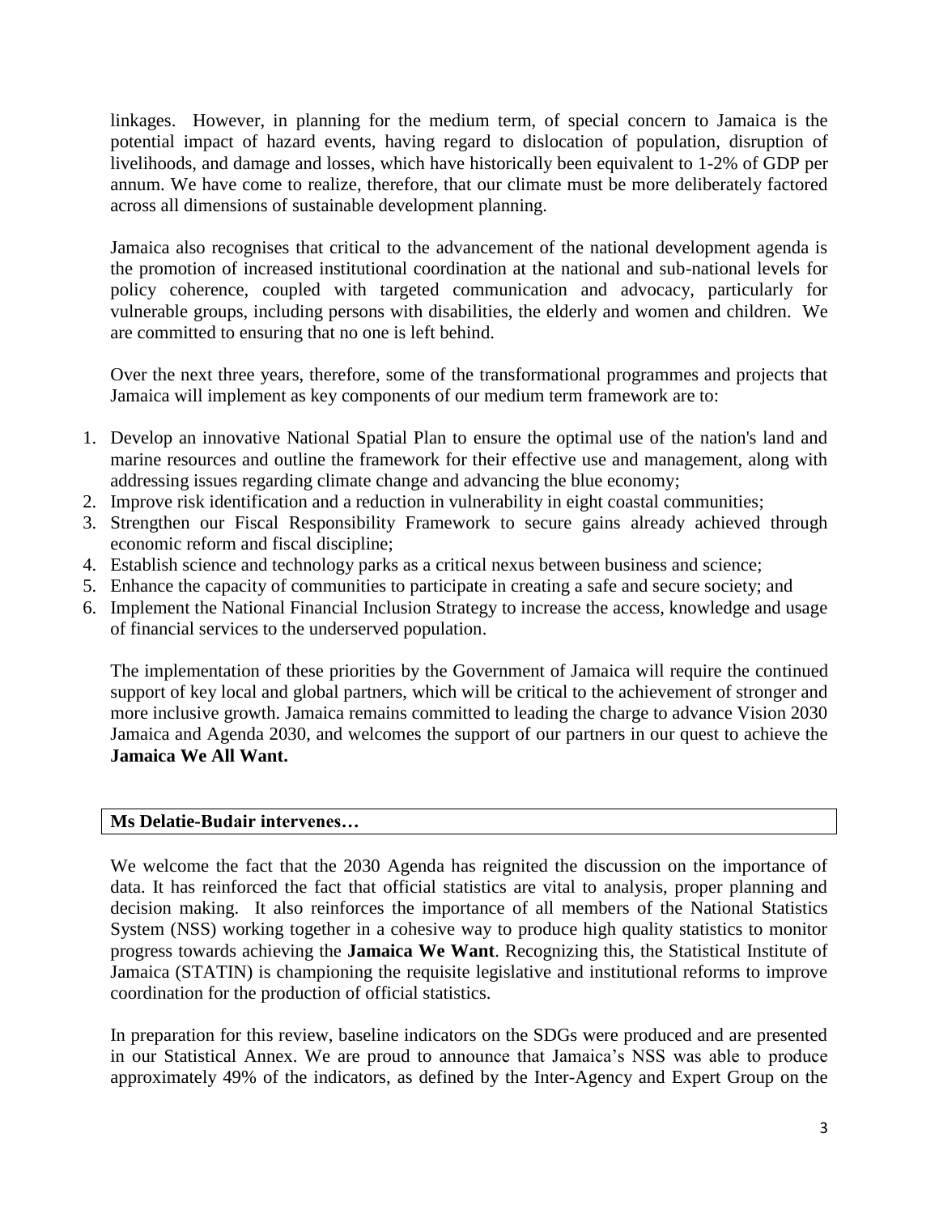linkages. However, in planning for the medium term, of special concern to Jamaica is the potential impact of hazard events, having regard to dislocation of population, disruption of livelihoods, and damage and losses, which have historically been equivalent to 1-2% of GDP per annum. We have come to realize, therefore, that our climate must be more deliberately factored across all dimensions of sustainable development planning.

Jamaica also recognises that critical to the advancement of the national development agenda is the promotion of increased institutional coordination at the national and sub-national levels for policy coherence, coupled with targeted communication and advocacy, particularly for vulnerable groups, including persons with disabilities, the elderly and women and children. We are committed to ensuring that no one is left behind.

Over the next three years, therefore, some of the transformational programmes and projects that Jamaica will implement as key components of our medium term framework are to:

1. Develop an innovative National Spatial Plan to ensure the optimal use of the nation's land and marine resources and outline the framework for their effective use and management, along with addressing issues regarding climate change and advancing the blue economy;
2. Improve risk identification and a reduction in vulnerability in eight coastal communities;
3. Strengthen our Fiscal Responsibility Framework to secure gains already achieved through economic reform and fiscal discipline;
4. Establish science and technology parks as a critical nexus between business and science;
5. Enhance the capacity of communities to participate in creating a safe and secure society; and
6. Implement the National Financial Inclusion Strategy to increase the access, knowledge and usage of financial services to the underserved population.

The implementation of these priorities by the Government of Jamaica will require the continued support of key local and global partners, which will be critical to the achievement of stronger and more inclusive growth. Jamaica remains committed to leading the charge to advance Vision 2030 Jamaica and Agenda 2030, and welcomes the support of our partners in our quest to achieve the **Jamaica We All Want.**

**Ms Delatie-Budair intervenes…**

We welcome the fact that the 2030 Agenda has reignited the discussion on the importance of data. It has reinforced the fact that official statistics are vital to analysis, proper planning and decision making. It also reinforces the importance of all members of the National Statistics System (NSS) working together in a cohesive way to produce high quality statistics to monitor progress towards achieving the **Jamaica We Want**. Recognizing this, the Statistical Institute of Jamaica (STATIN) is championing the requisite legislative and institutional reforms to improve coordination for the production of official statistics.

In preparation for this review, baseline indicators on the SDGs were produced and are presented in our Statistical Annex. We are proud to announce that Jamaica's NSS was able to produce approximately 49% of the indicators, as defined by the Inter-Agency and Expert Group on the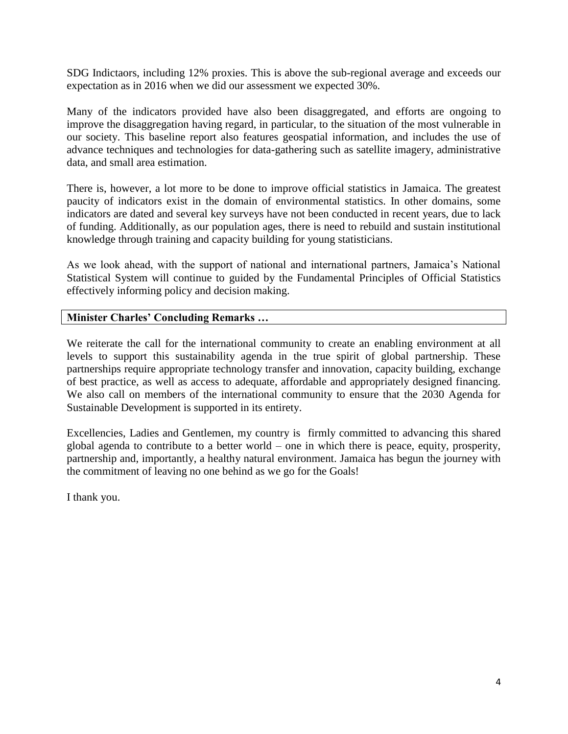SDG Indictaors, including 12% proxies. This is above the sub-regional average and exceeds our expectation as in 2016 when we did our assessment we expected 30%.

Many of the indicators provided have also been disaggregated, and efforts are ongoing to improve the disaggregation having regard, in particular, to the situation of the most vulnerable in our society. This baseline report also features geospatial information, and includes the use of advance techniques and technologies for data-gathering such as satellite imagery, administrative data, and small area estimation.

There is, however, a lot more to be done to improve official statistics in Jamaica. The greatest paucity of indicators exist in the domain of environmental statistics. In other domains, some indicators are dated and several key surveys have not been conducted in recent years, due to lack of funding. Additionally, as our population ages, there is need to rebuild and sustain institutional knowledge through training and capacity building for young statisticians.

As we look ahead, with the support of national and international partners, Jamaica's National Statistical System will continue to guided by the Fundamental Principles of Official Statistics effectively informing policy and decision making.

**Minister Charles' Concluding Remarks …**

We reiterate the call for the international community to create an enabling environment at all levels to support this sustainability agenda in the true spirit of global partnership. These partnerships require appropriate technology transfer and innovation, capacity building, exchange of best practice, as well as access to adequate, affordable and appropriately designed financing. We also call on members of the international community to ensure that the 2030 Agenda for Sustainable Development is supported in its entirety.

Excellencies, Ladies and Gentlemen, my country is firmly committed to advancing this shared global agenda to contribute to a better world – one in which there is peace, equity, prosperity, partnership and, importantly, a healthy natural environment. Jamaica has begun the journey with the commitment of leaving no one behind as we go for the Goals!

I thank you.